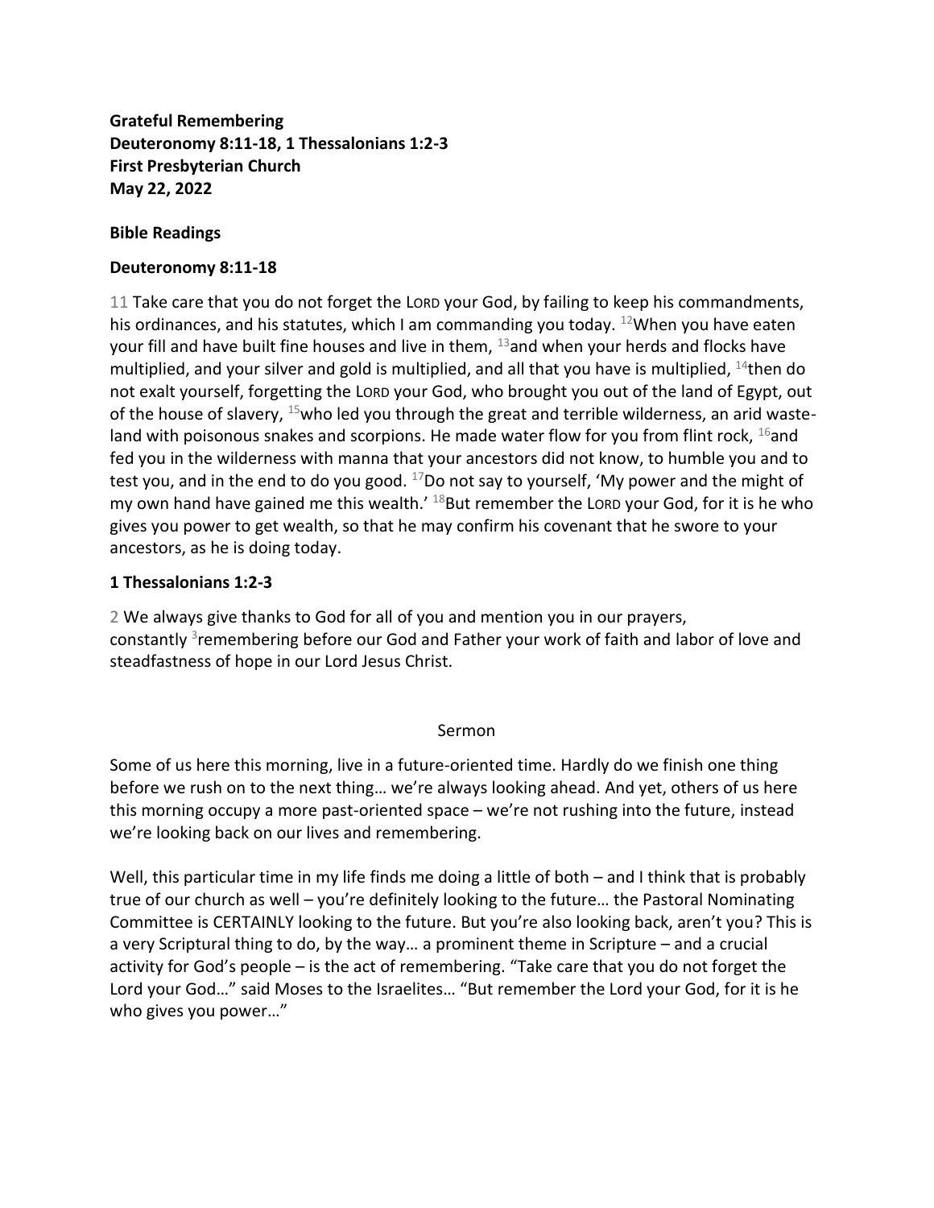**Grateful Remembering**
**Deuteronomy 8:11-18, 1 Thessalonians 1:2-3**
**First Presbyterian Church**
**May 22, 2022**

**Bible Readings**

**Deuteronomy 8:11-18**

11 Take care that you do not forget the LORD your God, by failing to keep his commandments, his ordinances, and his statutes, which I am commanding you today. 12 When you have eaten your fill and have built fine houses and live in them, 13 and when your herds and flocks have multiplied, and your silver and gold is multiplied, and all that you have is multiplied, 14 then do not exalt yourself, forgetting the LORD your God, who brought you out of the land of Egypt, out of the house of slavery, 15 who led you through the great and terrible wilderness, an arid waste-land with poisonous snakes and scorpions. He made water flow for you from flint rock, 16 and fed you in the wilderness with manna that your ancestors did not know, to humble you and to test you, and in the end to do you good. 17 Do not say to yourself, 'My power and the might of my own hand have gained me this wealth.' 18 But remember the LORD your God, for it is he who gives you power to get wealth, so that he may confirm his covenant that he swore to your ancestors, as he is doing today.

**1 Thessalonians 1:2-3**

2 We always give thanks to God for all of you and mention you in our prayers, constantly 3 remembering before our God and Father your work of faith and labor of love and steadfastness of hope in our Lord Jesus Christ.

Sermon

Some of us here this morning, live in a future-oriented time. Hardly do we finish one thing before we rush on to the next thing… we're always looking ahead. And yet, others of us here this morning occupy a more past-oriented space – we're not rushing into the future, instead we're looking back on our lives and remembering.

Well, this particular time in my life finds me doing a little of both – and I think that is probably true of our church as well – you're definitely looking to the future… the Pastoral Nominating Committee is CERTAINLY looking to the future. But you're also looking back, aren't you? This is a very Scriptural thing to do, by the way… a prominent theme in Scripture – and a crucial activity for God's people – is the act of remembering. "Take care that you do not forget the Lord your God…" said Moses to the Israelites… "But remember the Lord your God, for it is he who gives you power…"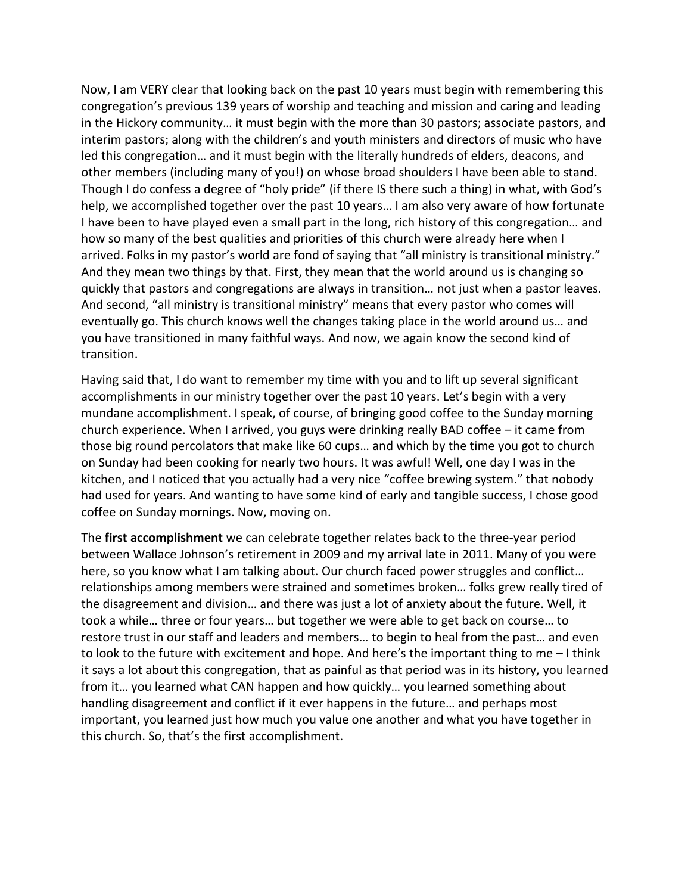Now, I am VERY clear that looking back on the past 10 years must begin with remembering this congregation's previous 139 years of worship and teaching and mission and caring and leading in the Hickory community… it must begin with the more than 30 pastors; associate pastors, and interim pastors; along with the children's and youth ministers and directors of music who have led this congregation… and it must begin with the literally hundreds of elders, deacons, and other members (including many of you!) on whose broad shoulders I have been able to stand. Though I do confess a degree of "holy pride" (if there IS there such a thing) in what, with God's help, we accomplished together over the past 10 years… I am also very aware of how fortunate I have been to have played even a small part in the long, rich history of this congregation… and how so many of the best qualities and priorities of this church were already here when I arrived. Folks in my pastor's world are fond of saying that "all ministry is transitional ministry." And they mean two things by that. First, they mean that the world around us is changing so quickly that pastors and congregations are always in transition… not just when a pastor leaves. And second, "all ministry is transitional ministry" means that every pastor who comes will eventually go. This church knows well the changes taking place in the world around us… and you have transitioned in many faithful ways. And now, we again know the second kind of transition.

Having said that, I do want to remember my time with you and to lift up several significant accomplishments in our ministry together over the past 10 years. Let's begin with a very mundane accomplishment. I speak, of course, of bringing good coffee to the Sunday morning church experience. When I arrived, you guys were drinking really BAD coffee – it came from those big round percolators that make like 60 cups… and which by the time you got to church on Sunday had been cooking for nearly two hours. It was awful! Well, one day I was in the kitchen, and I noticed that you actually had a very nice "coffee brewing system." that nobody had used for years. And wanting to have some kind of early and tangible success, I chose good coffee on Sunday mornings. Now, moving on.

The **first accomplishment** we can celebrate together relates back to the three-year period between Wallace Johnson's retirement in 2009 and my arrival late in 2011. Many of you were here, so you know what I am talking about. Our church faced power struggles and conflict… relationships among members were strained and sometimes broken… folks grew really tired of the disagreement and division… and there was just a lot of anxiety about the future. Well, it took a while… three or four years… but together we were able to get back on course… to restore trust in our staff and leaders and members… to begin to heal from the past… and even to look to the future with excitement and hope. And here's the important thing to me – I think it says a lot about this congregation, that as painful as that period was in its history, you learned from it… you learned what CAN happen and how quickly… you learned something about handling disagreement and conflict if it ever happens in the future… and perhaps most important, you learned just how much you value one another and what you have together in this church. So, that's the first accomplishment.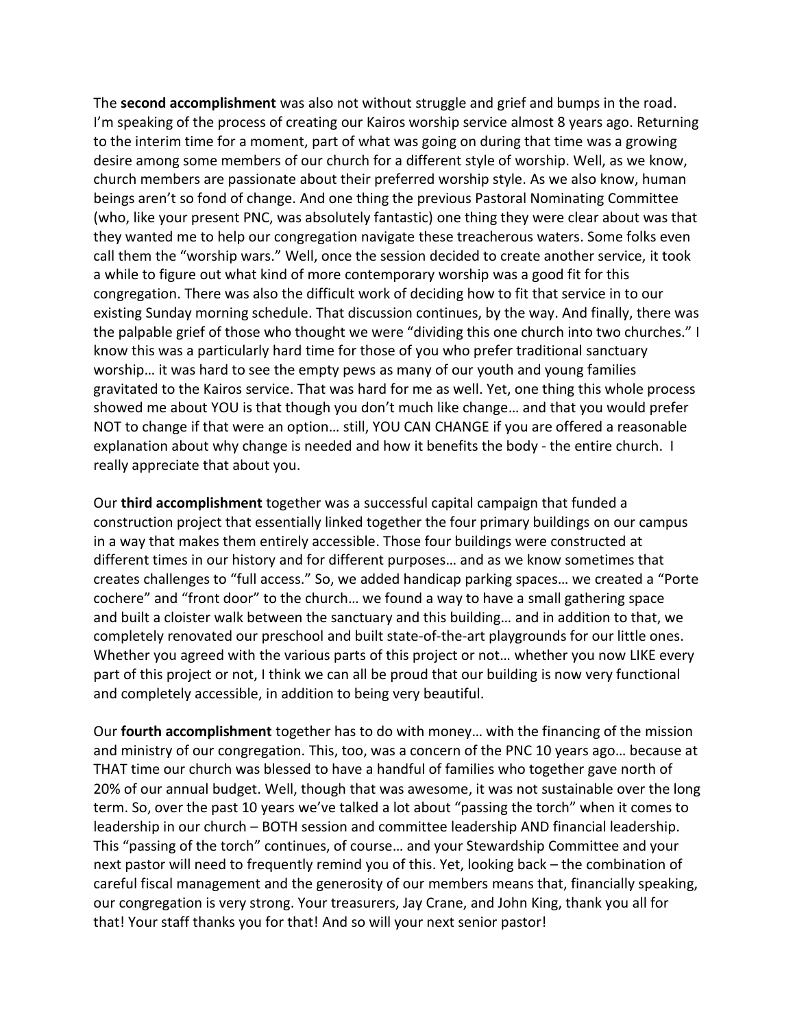The **second accomplishment** was also not without struggle and grief and bumps in the road. I'm speaking of the process of creating our Kairos worship service almost 8 years ago. Returning to the interim time for a moment, part of what was going on during that time was a growing desire among some members of our church for a different style of worship. Well, as we know, church members are passionate about their preferred worship style. As we also know, human beings aren't so fond of change. And one thing the previous Pastoral Nominating Committee (who, like your present PNC, was absolutely fantastic) one thing they were clear about was that they wanted me to help our congregation navigate these treacherous waters. Some folks even call them the "worship wars." Well, once the session decided to create another service, it took a while to figure out what kind of more contemporary worship was a good fit for this congregation. There was also the difficult work of deciding how to fit that service in to our existing Sunday morning schedule. That discussion continues, by the way. And finally, there was the palpable grief of those who thought we were "dividing this one church into two churches." I know this was a particularly hard time for those of you who prefer traditional sanctuary worship… it was hard to see the empty pews as many of our youth and young families gravitated to the Kairos service. That was hard for me as well. Yet, one thing this whole process showed me about YOU is that though you don't much like change… and that you would prefer NOT to change if that were an option… still, YOU CAN CHANGE if you are offered a reasonable explanation about why change is needed and how it benefits the body - the entire church. I really appreciate that about you.

Our **third accomplishment** together was a successful capital campaign that funded a construction project that essentially linked together the four primary buildings on our campus in a way that makes them entirely accessible. Those four buildings were constructed at different times in our history and for different purposes… and as we know sometimes that creates challenges to "full access." So, we added handicap parking spaces… we created a "Porte cochere" and "front door" to the church… we found a way to have a small gathering space and built a cloister walk between the sanctuary and this building… and in addition to that, we completely renovated our preschool and built state-of-the-art playgrounds for our little ones. Whether you agreed with the various parts of this project or not… whether you now LIKE every part of this project or not, I think we can all be proud that our building is now very functional and completely accessible, in addition to being very beautiful.

Our **fourth accomplishment** together has to do with money… with the financing of the mission and ministry of our congregation. This, too, was a concern of the PNC 10 years ago… because at THAT time our church was blessed to have a handful of families who together gave north of 20% of our annual budget. Well, though that was awesome, it was not sustainable over the long term. So, over the past 10 years we've talked a lot about "passing the torch" when it comes to leadership in our church – BOTH session and committee leadership AND financial leadership. This "passing of the torch" continues, of course… and your Stewardship Committee and your next pastor will need to frequently remind you of this. Yet, looking back – the combination of careful fiscal management and the generosity of our members means that, financially speaking, our congregation is very strong. Your treasurers, Jay Crane, and John King, thank you all for that! Your staff thanks you for that! And so will your next senior pastor!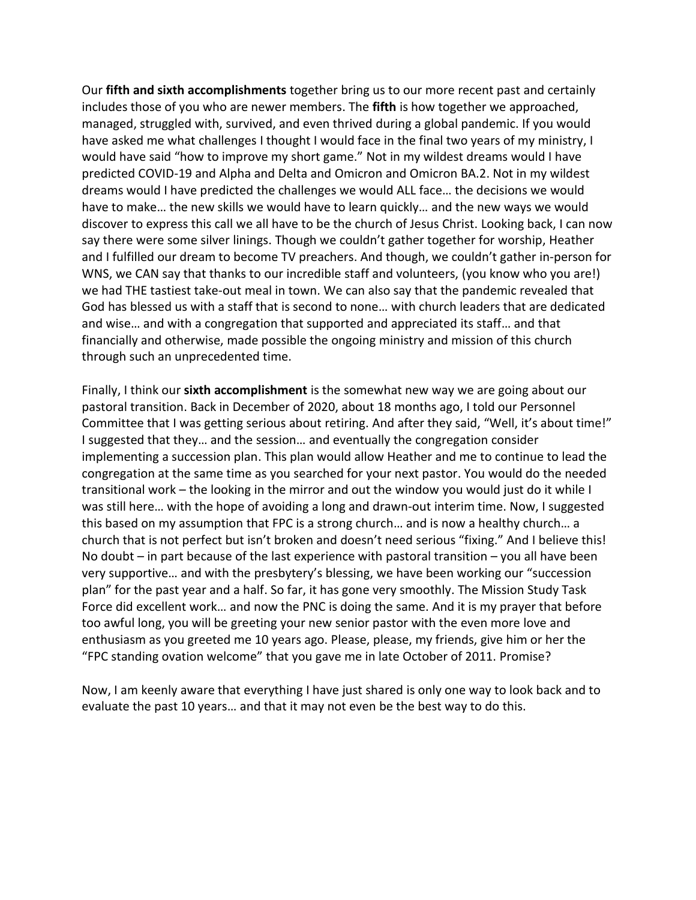Our **fifth and sixth accomplishments** together bring us to our more recent past and certainly includes those of you who are newer members. The **fifth** is how together we approached, managed, struggled with, survived, and even thrived during a global pandemic. If you would have asked me what challenges I thought I would face in the final two years of my ministry, I would have said "how to improve my short game." Not in my wildest dreams would I have predicted COVID-19 and Alpha and Delta and Omicron and Omicron BA.2. Not in my wildest dreams would I have predicted the challenges we would ALL face… the decisions we would have to make… the new skills we would have to learn quickly… and the new ways we would discover to express this call we all have to be the church of Jesus Christ. Looking back, I can now say there were some silver linings. Though we couldn't gather together for worship, Heather and I fulfilled our dream to become TV preachers. And though, we couldn't gather in-person for WNS, we CAN say that thanks to our incredible staff and volunteers, (you know who you are!) we had THE tastiest take-out meal in town. We can also say that the pandemic revealed that God has blessed us with a staff that is second to none… with church leaders that are dedicated and wise… and with a congregation that supported and appreciated its staff… and that financially and otherwise, made possible the ongoing ministry and mission of this church through such an unprecedented time.

Finally, I think our **sixth accomplishment** is the somewhat new way we are going about our pastoral transition. Back in December of 2020, about 18 months ago, I told our Personnel Committee that I was getting serious about retiring. And after they said, "Well, it's about time!" I suggested that they… and the session… and eventually the congregation consider implementing a succession plan. This plan would allow Heather and me to continue to lead the congregation at the same time as you searched for your next pastor. You would do the needed transitional work – the looking in the mirror and out the window you would just do it while I was still here… with the hope of avoiding a long and drawn-out interim time. Now, I suggested this based on my assumption that FPC is a strong church… and is now a healthy church… a church that is not perfect but isn't broken and doesn't need serious "fixing." And I believe this! No doubt – in part because of the last experience with pastoral transition – you all have been very supportive… and with the presbytery's blessing, we have been working our "succession plan" for the past year and a half. So far, it has gone very smoothly. The Mission Study Task Force did excellent work… and now the PNC is doing the same. And it is my prayer that before too awful long, you will be greeting your new senior pastor with the even more love and enthusiasm as you greeted me 10 years ago. Please, please, my friends, give him or her the "FPC standing ovation welcome" that you gave me in late October of 2011. Promise?

Now, I am keenly aware that everything I have just shared is only one way to look back and to evaluate the past 10 years… and that it may not even be the best way to do this.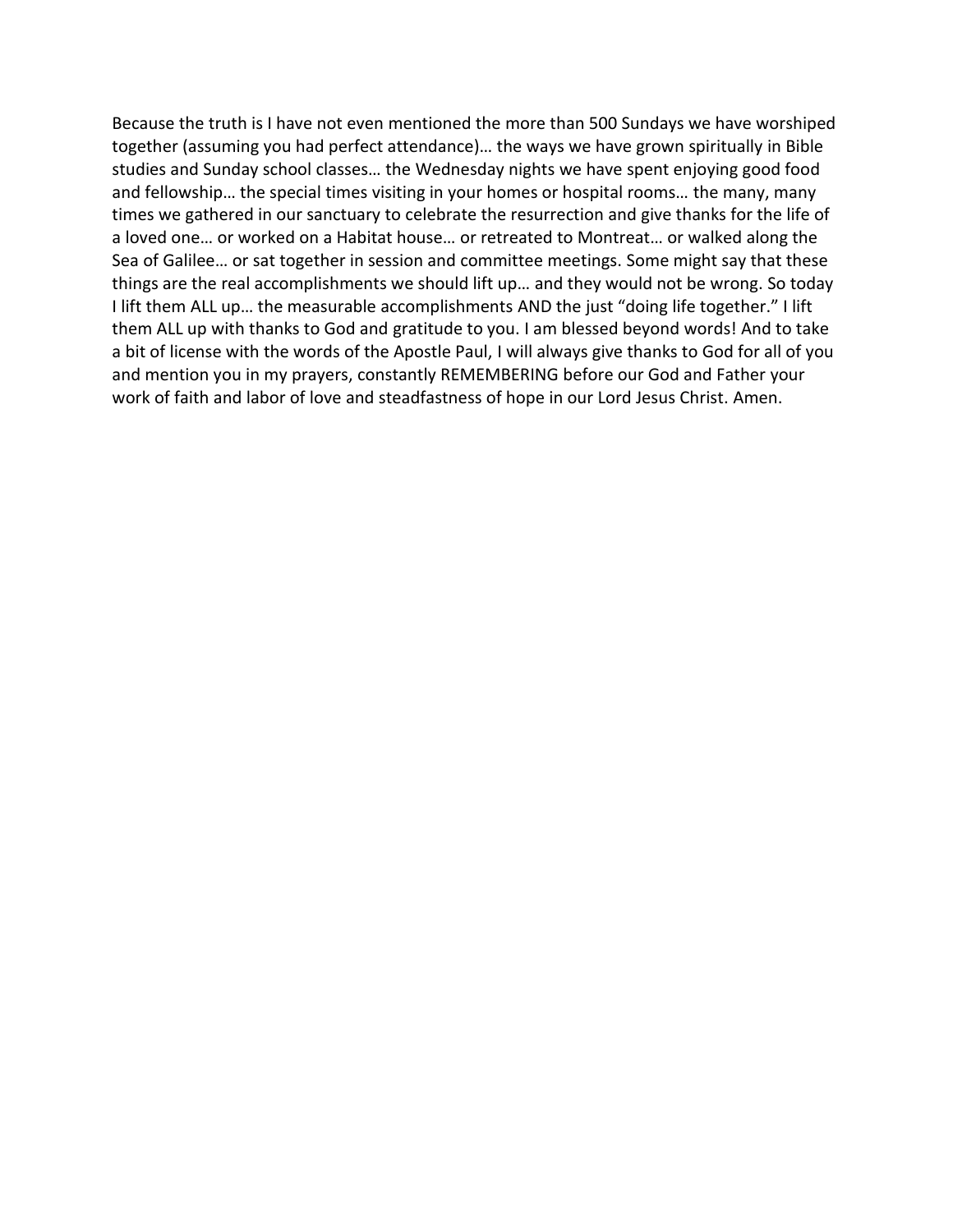Because the truth is I have not even mentioned the more than 500 Sundays we have worshiped together (assuming you had perfect attendance)… the ways we have grown spiritually in Bible studies and Sunday school classes… the Wednesday nights we have spent enjoying good food and fellowship… the special times visiting in your homes or hospital rooms… the many, many times we gathered in our sanctuary to celebrate the resurrection and give thanks for the life of a loved one… or worked on a Habitat house… or retreated to Montreat… or walked along the Sea of Galilee… or sat together in session and committee meetings. Some might say that these things are the real accomplishments we should lift up… and they would not be wrong. So today I lift them ALL up… the measurable accomplishments AND the just "doing life together." I lift them ALL up with thanks to God and gratitude to you. I am blessed beyond words! And to take a bit of license with the words of the Apostle Paul, I will always give thanks to God for all of you and mention you in my prayers, constantly REMEMBERING before our God and Father your work of faith and labor of love and steadfastness of hope in our Lord Jesus Christ. Amen.